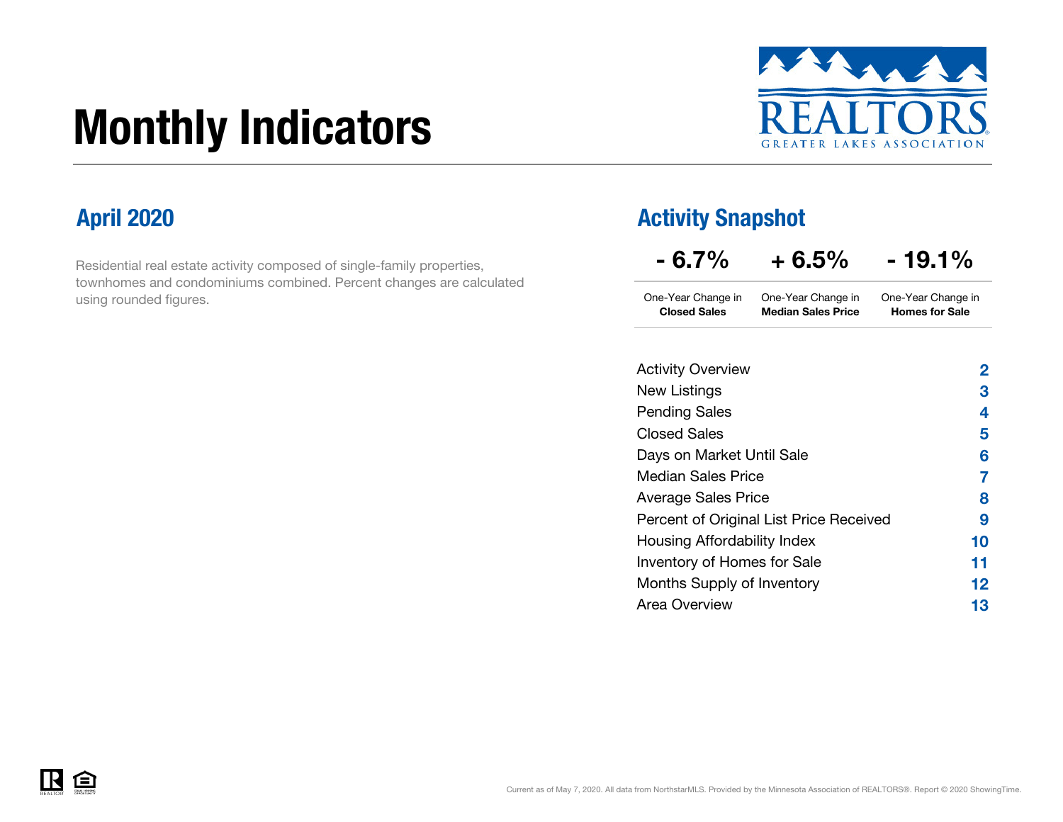# Monthly Indicators

REALTORS GREATER LAKES ASSOCIATION

## April 2020

Residential real estate activity composed of single-family properties, townhomes and condominiums combined. Percent changes are calculated using rounded figures.

## Activity Snapshot

| - 6.7% | + 6.5% | - 19.1% |
|---|---|---|
| One-Year Change in **Closed Sales** | One-Year Change in **Median Sales Price** | One-Year Change in **Homes for Sale** |

| | |
|---|---|
| Activity Overview | **2** |
| New Listings | **3** |
| Pending Sales | **4** |
| Closed Sales | **5** |
| Days on Market Until Sale | **6** |
| Median Sales Price | **7** |
| Average Sales Price | **8** |
| Percent of Original List Price Received | **9** |
| Housing Affordability Index | **10** |
| Inventory of Homes for Sale | **11** |
| Months Supply of Inventory | **12** |
| Area Overview | **13** |

Current as of May 7, 2020. All data from NorthstarMLS. Provided by the Minnesota Association of REALTORS®. Report © 2020 ShowingTime.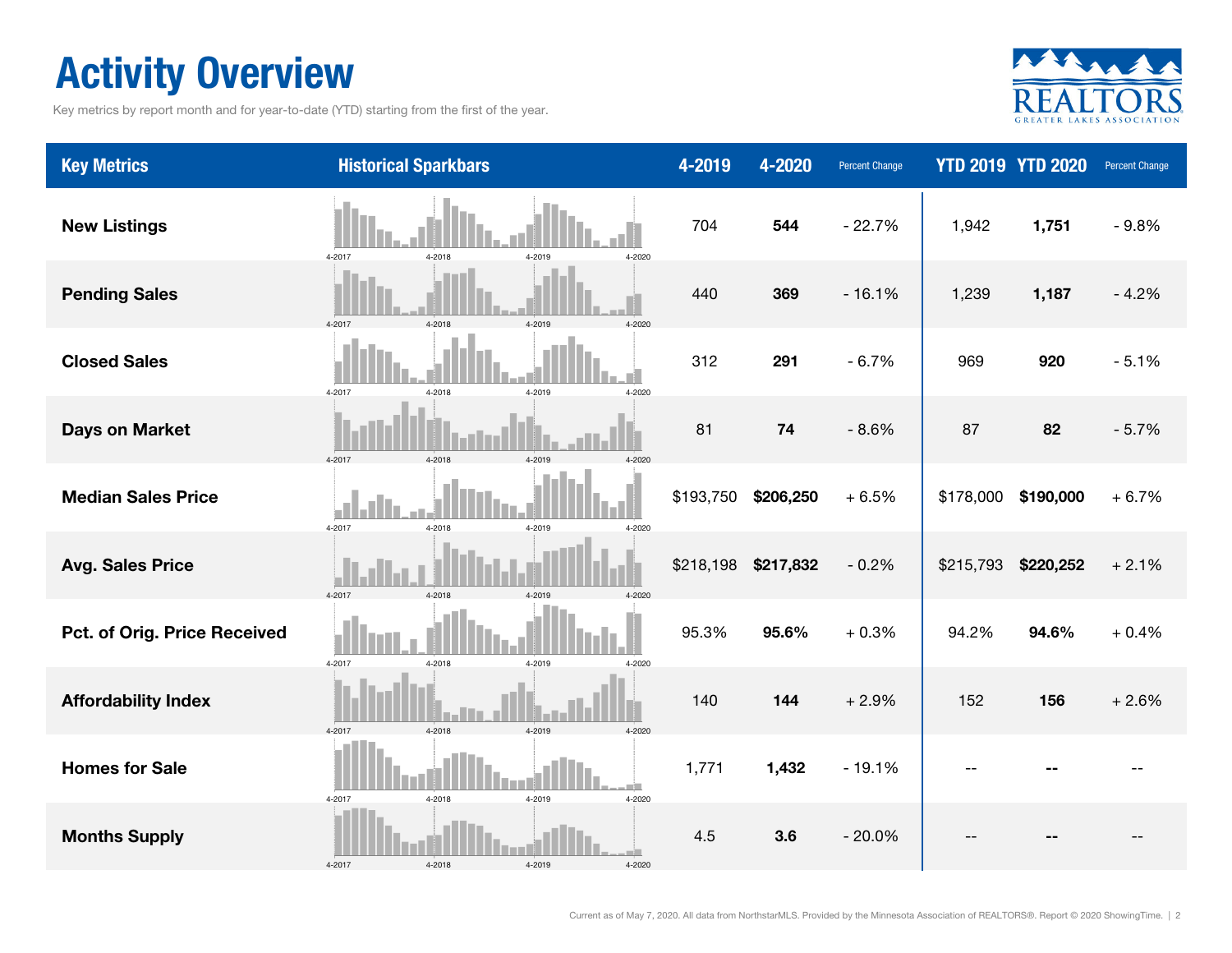# Activity Overview

Key metrics by report month and for year-to-date (YTD) starting from the first of the year.

| Key Metrics | Historical Sparkbars | 4-2019 | 4-2020 | Percent Change | YTD 2019 | YTD 2020 | Percent Change |
|---|---|---|---|---|---|---|---|
| **New Listings** | 4-2017 4-2018 4-2019 4-2020 | 704 | **544** | - 22.7% | 1,942 | **1,751** | - 9.8% |
| **Pending Sales** | 4-2017 4-2018 4-2019 4-2020 | 440 | **369** | - 16.1% | 1,239 | **1,187** | - 4.2% |
| **Closed Sales** | 4-2017 4-2018 4-2019 4-2020 | 312 | **291** | - 6.7% | 969 | **920** | - 5.1% |
| **Days on Market** | 4-2017 4-2018 4-2019 4-2020 | 81 | **74** | - 8.6% | 87 | **82** | - 5.7% |
| **Median Sales Price** | 4-2017 4-2018 4-2019 4-2020 | $193,750 | **$206,250** | + 6.5% | $178,000 | **$190,000** | + 6.7% |
| **Avg. Sales Price** | 4-2017 4-2018 4-2019 4-2020 | $218,198 | **$217,832** | - 0.2% | $215,793 | **$220,252** | + 2.1% |
| **Pct. of Orig. Price Received** | 4-2017 4-2018 4-2019 4-2020 | 95.3% | **95.6%** | + 0.3% | 94.2% | **94.6%** | + 0.4% |
| **Affordability Index** | 4-2017 4-2018 4-2019 4-2020 | 140 | **144** | + 2.9% | 152 | **156** | + 2.6% |
| **Homes for Sale** | 4-2017 4-2018 4-2019 4-2020 | 1,771 | **1,432** | - 19.1% | -- | **--** | -- |
| **Months Supply** | 4-2017 4-2018 4-2019 4-2020 | 4.5 | **3.6** | - 20.0% | -- | **--** | -- |

Current as of May 7, 2020. All data from NorthstarMLS. Provided by the Minnesota Association of REALTORS®. Report © 2020 ShowingTime.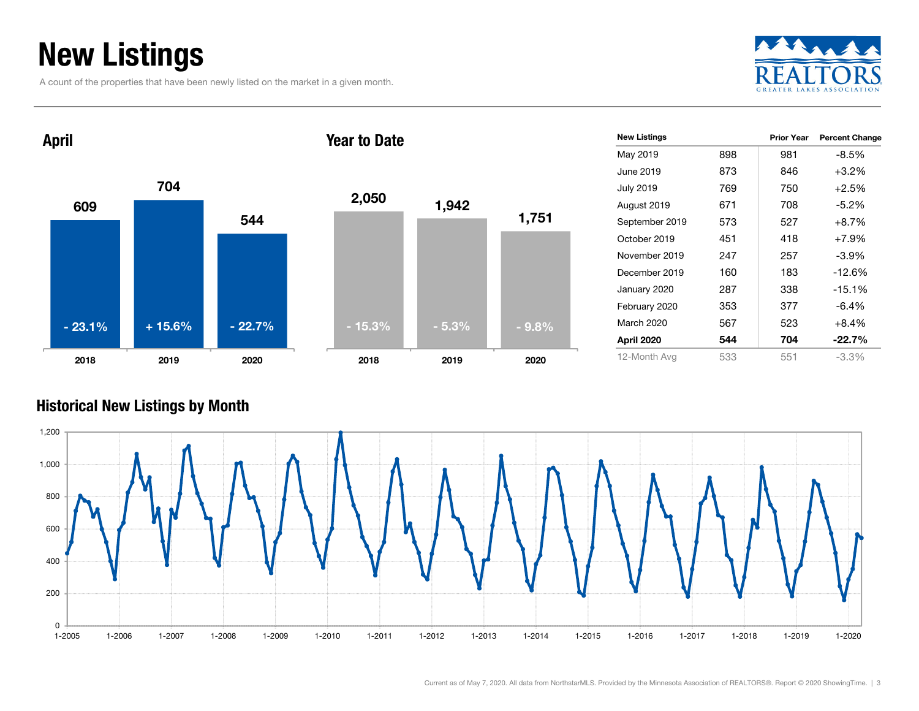# New Listings

A count of the properties that have been newly listed on the market in a given month.

## April

| Year | New Listings | Change |
|---|---|---|
| 2018 | 609 | - 23.1% |
| 2019 | 704 | + 15.6% |
| 2020 | 544 | - 22.7% |

## Year to Date

| Year | New Listings | Change |
|---|---|---|
| 2018 | 2,050 | - 15.3% |
| 2019 | 1,942 | - 5.3% |
| 2020 | 1,751 | - 9.8% |

| New Listings | | Prior Year | Percent Change |
|---|---|---|---|
| May 2019 | 898 | 981 | -8.5% |
| June 2019 | 873 | 846 | +3.2% |
| July 2019 | 769 | 750 | +2.5% |
| August 2019 | 671 | 708 | -5.2% |
| September 2019 | 573 | 527 | +8.7% |
| October 2019 | 451 | 418 | +7.9% |
| November 2019 | 247 | 257 | -3.9% |
| December 2019 | 160 | 183 | -12.6% |
| January 2020 | 287 | 338 | -15.1% |
| February 2020 | 353 | 377 | -6.4% |
| March 2020 | 567 | 523 | +8.4% |
| **April 2020** | **544** | **704** | **-22.7%** |
| 12-Month Avg | 533 | 551 | -3.3% |

## Historical New Listings by Month

Current as of May 7, 2020. All data from NorthstarMLS. Provided by the Minnesota Association of REALTORS®. Report © 2020 ShowingTime.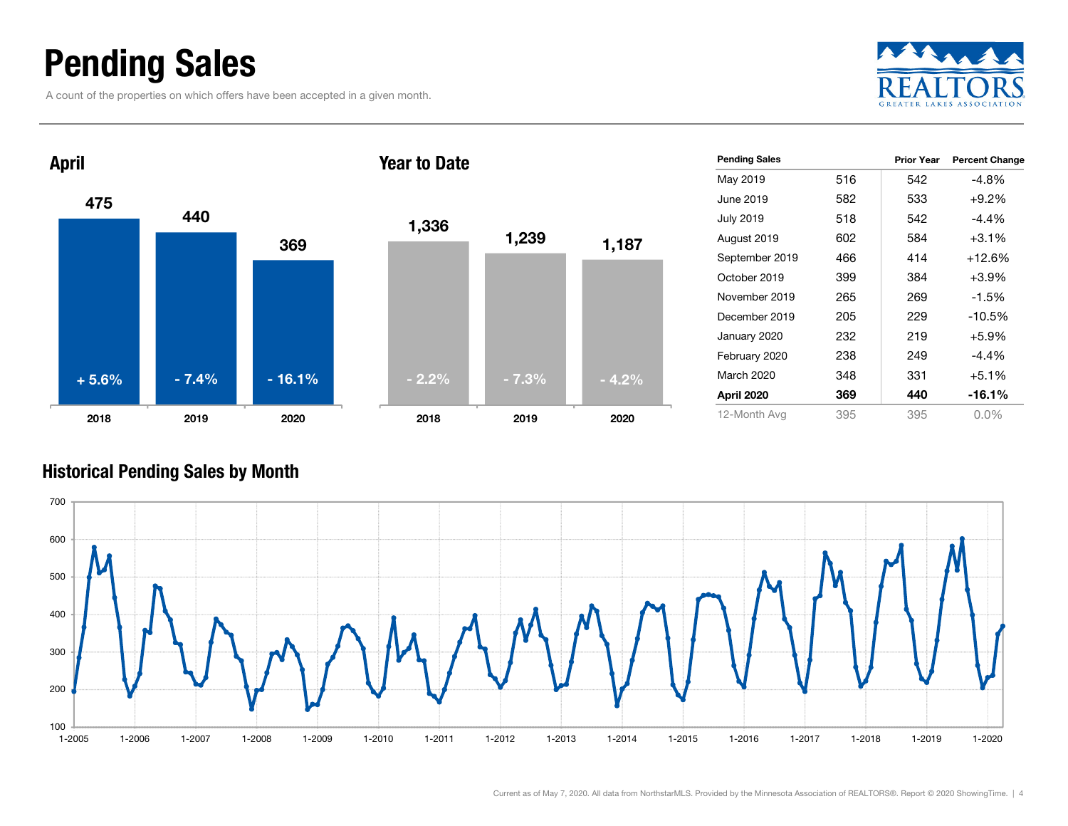# Pending Sales

A count of the properties on which offers have been accepted in a given month.

## April

| | 2018 | 2019 | 2020 |
|---|---|---|---|
| Pending Sales | 475 | 440 | 369 |
| Change | + 5.6% | - 7.4% | - 16.1% |

## Year to Date

| | 2018 | 2019 | 2020 |
|---|---|---|---|
| Pending Sales | 1,336 | 1,239 | 1,187 |
| Change | - 2.2% | - 7.3% | - 4.2% |

| Pending Sales | | Prior Year | Percent Change |
|---|---|---|---|
| May 2019 | 516 | 542 | -4.8% |
| June 2019 | 582 | 533 | +9.2% |
| July 2019 | 518 | 542 | -4.4% |
| August 2019 | 602 | 584 | +3.1% |
| September 2019 | 466 | 414 | +12.6% |
| October 2019 | 399 | 384 | +3.9% |
| November 2019 | 265 | 269 | -1.5% |
| December 2019 | 205 | 229 | -10.5% |
| January 2020 | 232 | 219 | +5.9% |
| February 2020 | 238 | 249 | -4.4% |
| March 2020 | 348 | 331 | +5.1% |
| **April 2020** | **369** | **440** | **-16.1%** |
| 12-Month Avg | 395 | 395 | 0.0% |

## Historical Pending Sales by Month

Current as of May 7, 2020. All data from NorthstarMLS. Provided by the Minnesota Association of REALTORS®. Report © 2020 ShowingTime.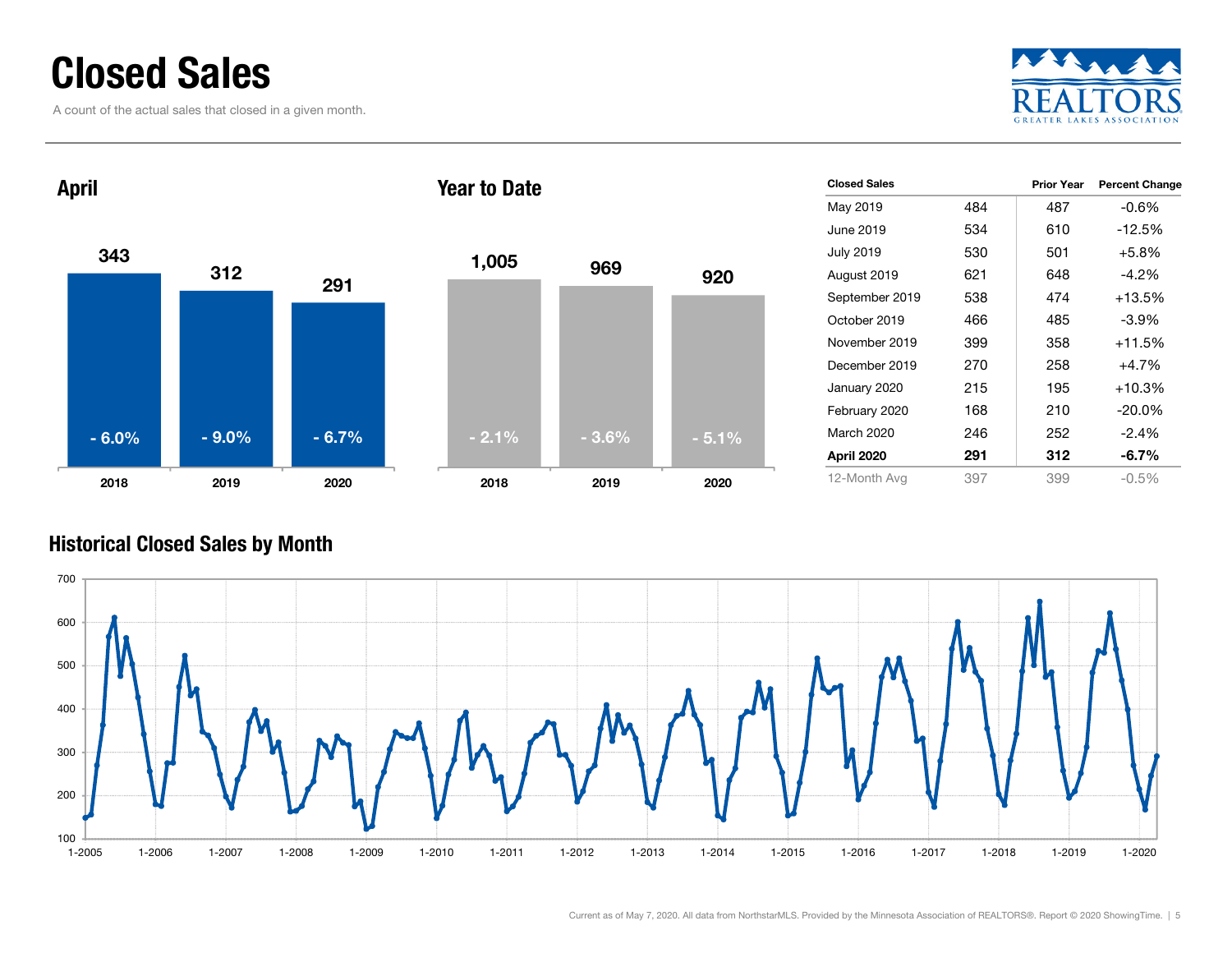# Closed Sales

A count of the actual sales that closed in a given month.

## April

| | 2018 | 2019 | 2020 |
|---|---|---|---|
| Closed Sales | 343 | 312 | 291 |
| Change | - 6.0% | - 9.0% | - 6.7% |

## Year to Date

| | 2018 | 2019 | 2020 |
|---|---|---|---|
| Closed Sales | 1,005 | 969 | 920 |
| Change | - 2.1% | - 3.6% | - 5.1% |

| Closed Sales | | Prior Year | Percent Change |
|---|---|---|---|
| May 2019 | 484 | 487 | -0.6% |
| June 2019 | 534 | 610 | -12.5% |
| July 2019 | 530 | 501 | +5.8% |
| August 2019 | 621 | 648 | -4.2% |
| September 2019 | 538 | 474 | +13.5% |
| October 2019 | 466 | 485 | -3.9% |
| November 2019 | 399 | 358 | +11.5% |
| December 2019 | 270 | 258 | +4.7% |
| January 2020 | 215 | 195 | +10.3% |
| February 2020 | 168 | 210 | -20.0% |
| March 2020 | 246 | 252 | -2.4% |
| **April 2020** | **291** | **312** | **-6.7%** |
| 12-Month Avg | 397 | 399 | -0.5% |

## Historical Closed Sales by Month

Current as of May 7, 2020. All data from NorthstarMLS. Provided by the Minnesota Association of REALTORS®. Report © 2020 ShowingTime.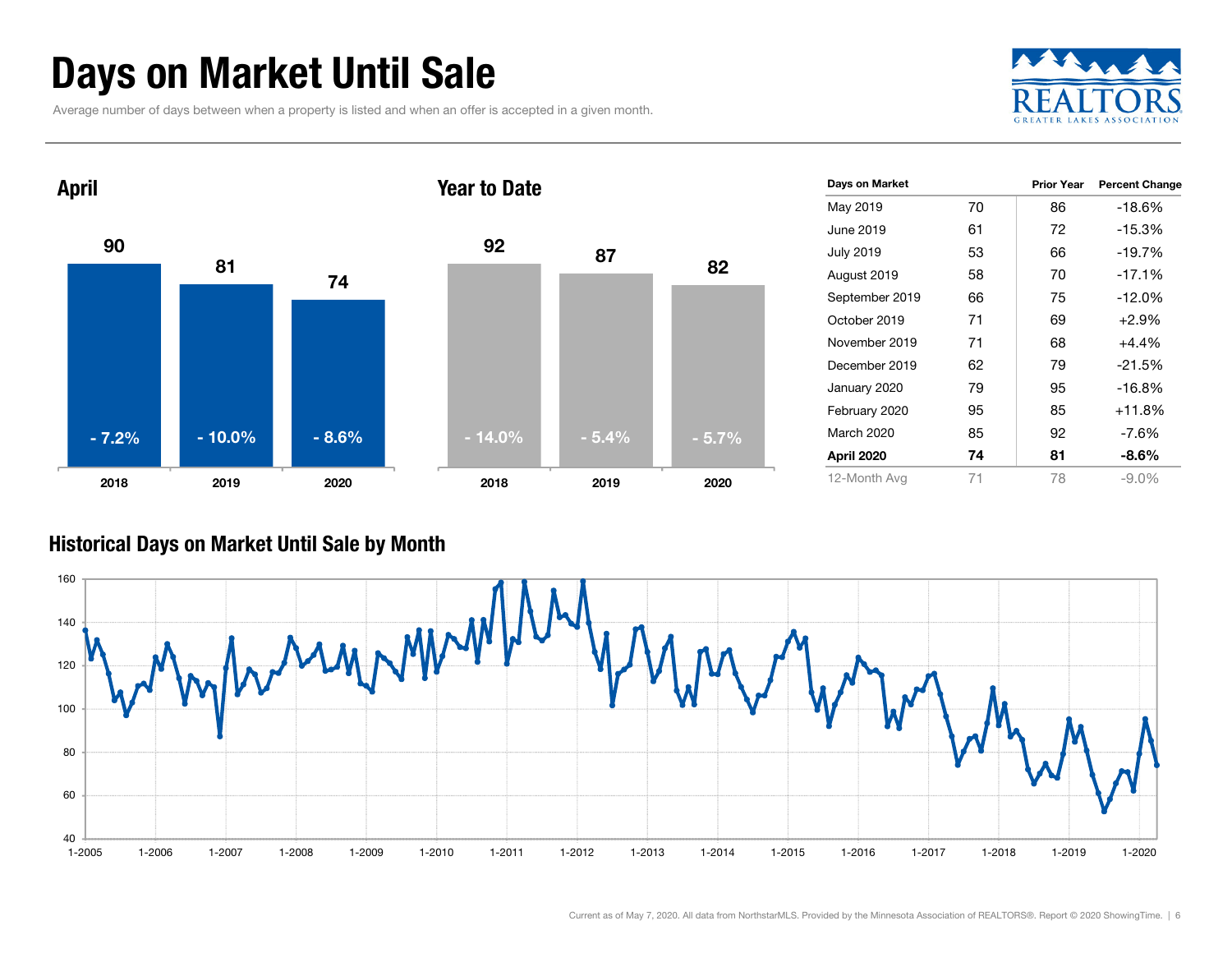# Days on Market Until Sale

Average number of days between when a property is listed and when an offer is accepted in a given month.

## April

| Year | Days on Market | Percent Change |
|---|---|---|
| 2018 | 90 | - 7.2% |
| 2019 | 81 | - 10.0% |
| 2020 | 74 | - 8.6% |

## Year to Date

| Year | Days on Market | Percent Change |
|---|---|---|
| 2018 | 92 | - 14.0% |
| 2019 | 87 | - 5.4% |
| 2020 | 82 | - 5.7% |

| Days on Market | | Prior Year | Percent Change |
|---|---|---|---|
| May 2019 | 70 | 86 | -18.6% |
| June 2019 | 61 | 72 | -15.3% |
| July 2019 | 53 | 66 | -19.7% |
| August 2019 | 58 | 70 | -17.1% |
| September 2019 | 66 | 75 | -12.0% |
| October 2019 | 71 | 69 | +2.9% |
| November 2019 | 71 | 68 | +4.4% |
| December 2019 | 62 | 79 | -21.5% |
| January 2020 | 79 | 95 | -16.8% |
| February 2020 | 95 | 85 | +11.8% |
| March 2020 | 85 | 92 | -7.6% |
| **April 2020** | **74** | **81** | **-8.6%** |
| 12-Month Avg | 71 | 78 | -9.0% |

## Historical Days on Market Until Sale by Month

Current as of May 7, 2020. All data from NorthstarMLS. Provided by the Minnesota Association of REALTORS®. Report © 2020 ShowingTime.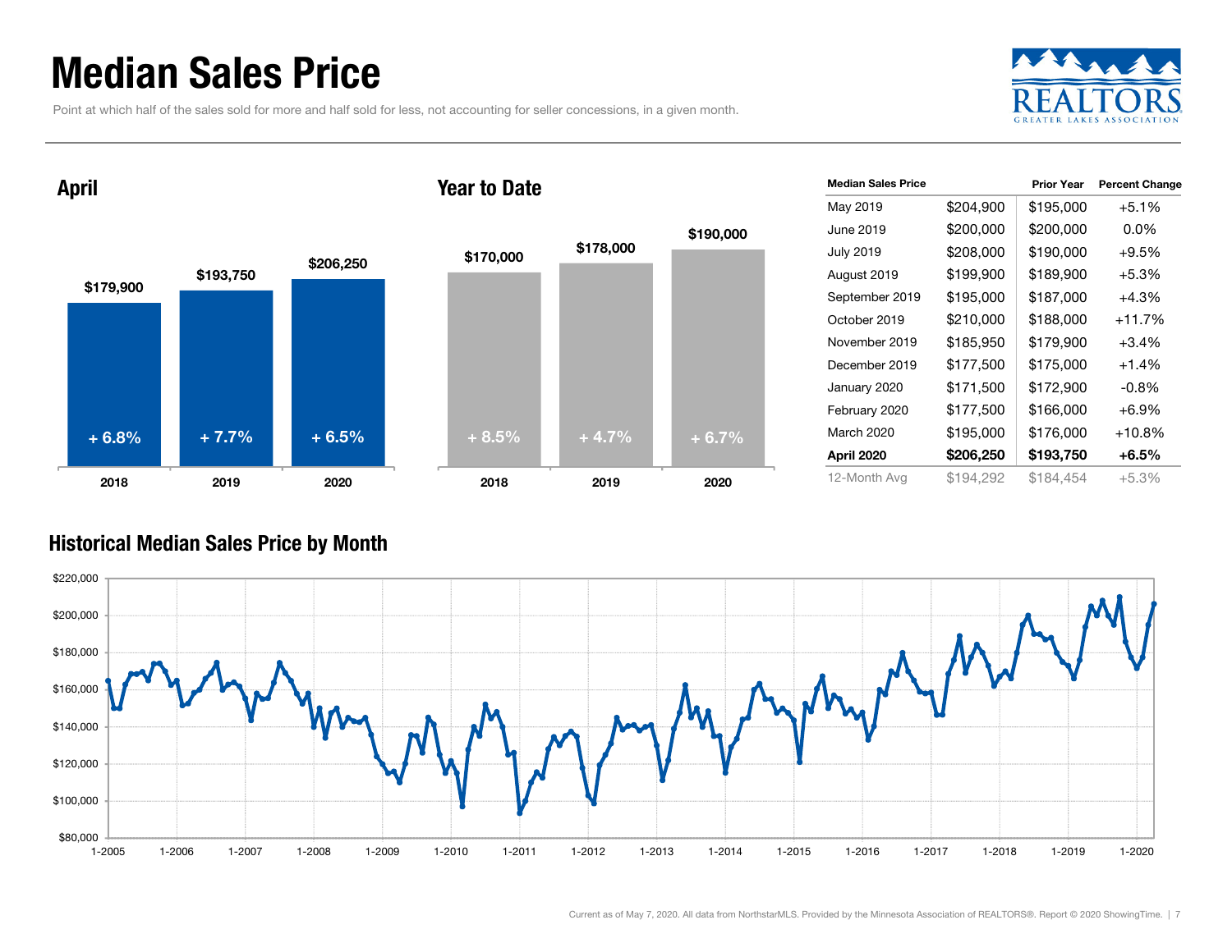# Median Sales Price

Point at which half of the sales sold for more and half sold for less, not accounting for seller concessions, in a given month.

## April

| | 2018 | 2019 | 2020 |
|---|---|---|---|
| Median Sales Price | $179,900 | $193,750 | $206,250 |
| Change | + 6.8% | + 7.7% | + 6.5% |

## Year to Date

| | 2018 | 2019 | 2020 |
|---|---|---|---|
| Median Sales Price | $170,000 | $178,000 | $190,000 |
| Change | + 8.5% | + 4.7% | + 6.7% |

| Median Sales Price | | Prior Year | Percent Change |
|---|---|---|---|
| May 2019 | $204,900 | $195,000 | +5.1% |
| June 2019 | $200,000 | $200,000 | 0.0% |
| July 2019 | $208,000 | $190,000 | +9.5% |
| August 2019 | $199,900 | $189,900 | +5.3% |
| September 2019 | $195,000 | $187,000 | +4.3% |
| October 2019 | $210,000 | $188,000 | +11.7% |
| November 2019 | $185,950 | $179,900 | +3.4% |
| December 2019 | $177,500 | $175,000 | +1.4% |
| January 2020 | $171,500 | $172,900 | -0.8% |
| February 2020 | $177,500 | $166,000 | +6.9% |
| March 2020 | $195,000 | $176,000 | +10.8% |
| **April 2020** | **$206,250** | **$193,750** | **+6.5%** |
| 12-Month Avg | $194,292 | $184,454 | +5.3% |

## Historical Median Sales Price by Month

Current as of May 7, 2020. All data from NorthstarMLS. Provided by the Minnesota Association of REALTORS®. Report © 2020 ShowingTime.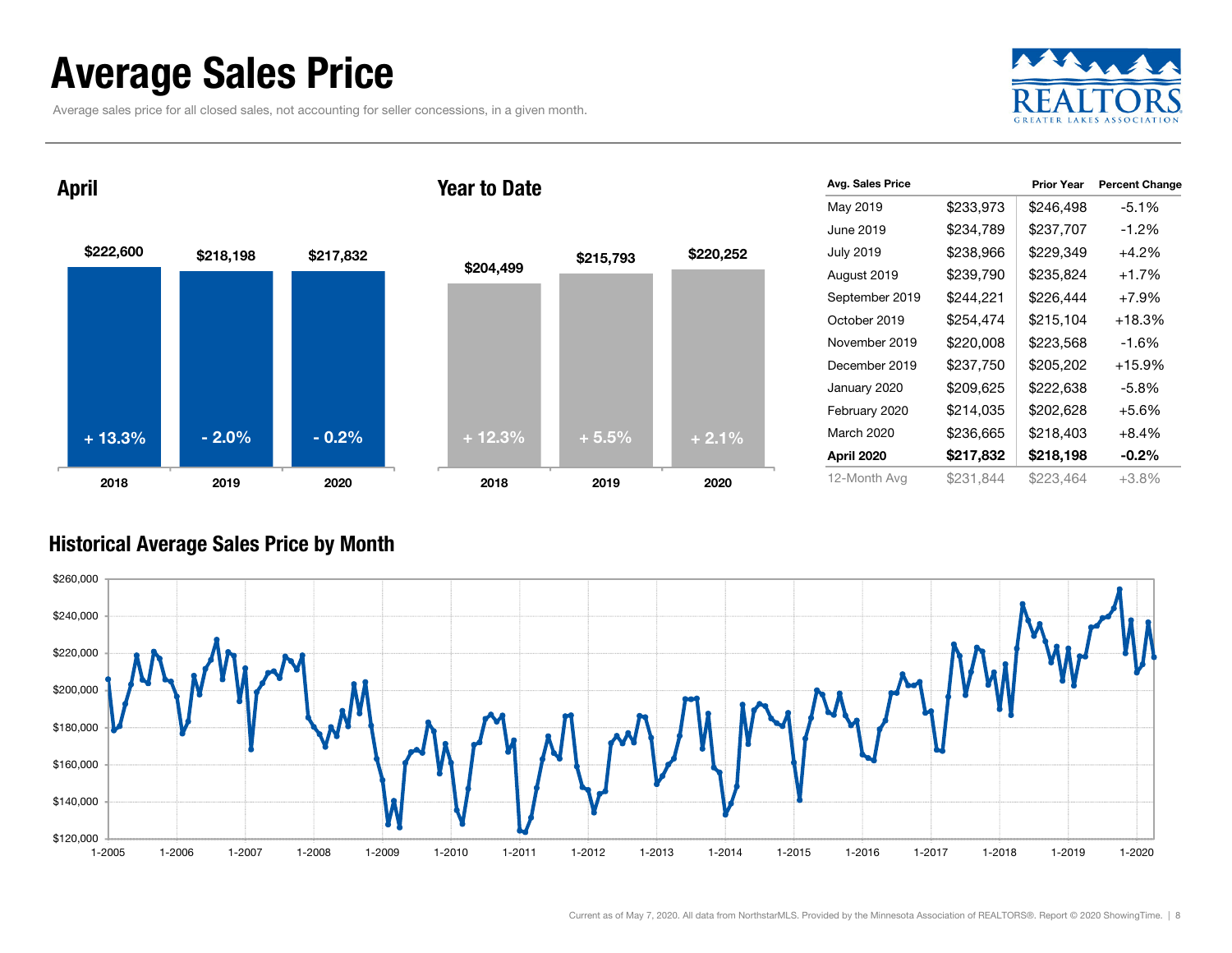# Average Sales Price

Average sales price for all closed sales, not accounting for seller concessions, in a given month.

## April

| | 2018 | 2019 | 2020 |
|---|---|---|---|
| Average Sales Price | $222,600 | $218,198 | $217,832 |
| Change | + 13.3% | - 2.0% | - 0.2% |

## Year to Date

| | 2018 | 2019 | 2020 |
|---|---|---|---|
| Average Sales Price | $204,499 | $215,793 | $220,252 |
| Change | + 12.3% | + 5.5% | + 2.1% |

| Avg. Sales Price | | Prior Year | Percent Change |
|---|---|---|---|
| May 2019 | $233,973 | $246,498 | -5.1% |
| June 2019 | $234,789 | $237,707 | -1.2% |
| July 2019 | $238,966 | $229,349 | +4.2% |
| August 2019 | $239,790 | $235,824 | +1.7% |
| September 2019 | $244,221 | $226,444 | +7.9% |
| October 2019 | $254,474 | $215,104 | +18.3% |
| November 2019 | $220,008 | $223,568 | -1.6% |
| December 2019 | $237,750 | $205,202 | +15.9% |
| January 2020 | $209,625 | $222,638 | -5.8% |
| February 2020 | $214,035 | $202,628 | +5.6% |
| March 2020 | $236,665 | $218,403 | +8.4% |
| **April 2020** | **$217,832** | **$218,198** | **-0.2%** |
| 12-Month Avg | $231,844 | $223,464 | +3.8% |

## Historical Average Sales Price by Month

Current as of May 7, 2020. All data from NorthstarMLS. Provided by the Minnesota Association of REALTORS®. Report © 2020 ShowingTime.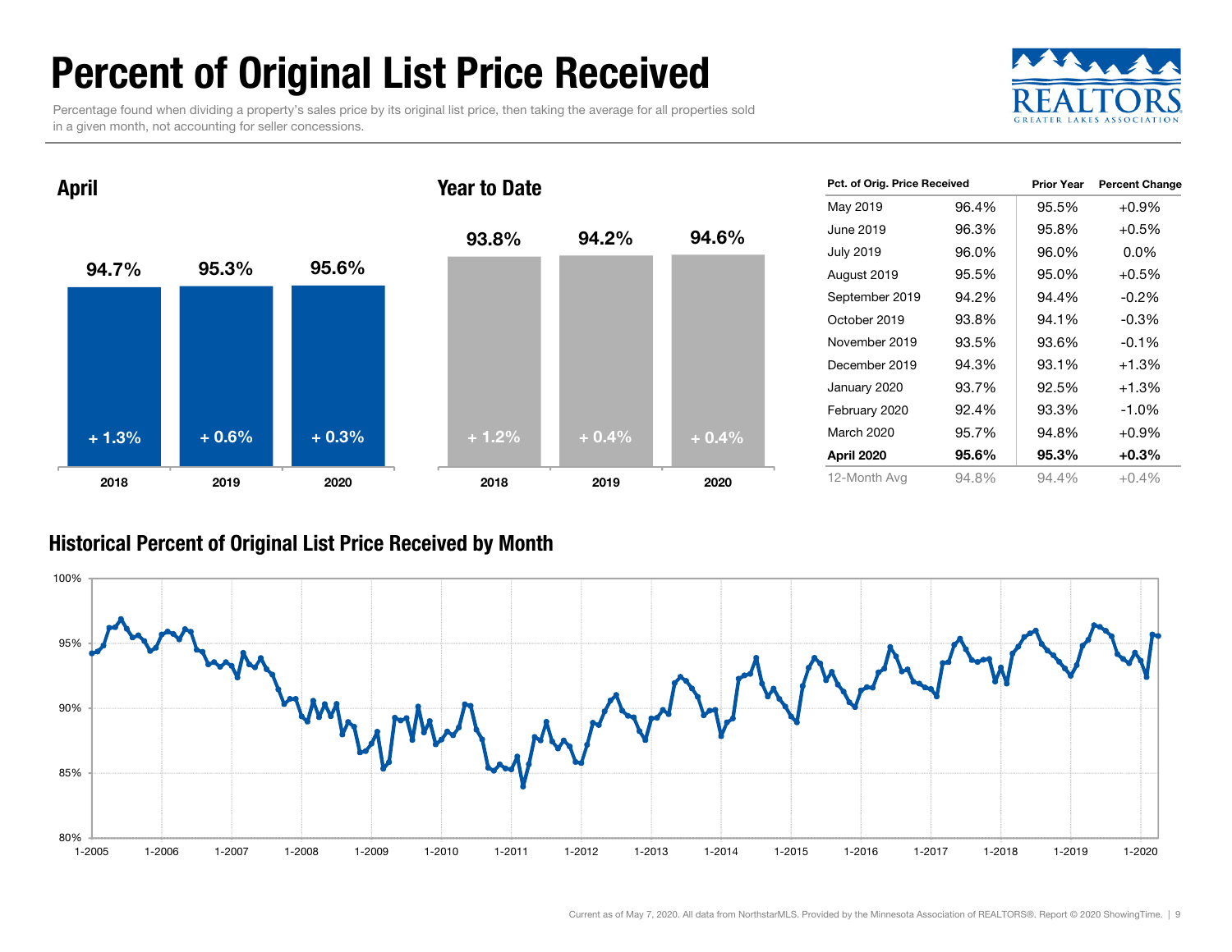# Percent of Original List Price Received

Percentage found when dividing a property's sales price by its original list price, then taking the average for all properties sold in a given month, not accounting for seller concessions.

## April

| | 2018 | 2019 | 2020 |
|---|---|---|---|
| April | 94.7% | 95.3% | 95.6% |
| Change | + 1.3% | + 0.6% | + 0.3% |

## Year to Date

| | 2018 | 2019 | 2020 |
|---|---|---|---|
| Year to Date | 93.8% | 94.2% | 94.6% |
| Change | + 1.2% | + 0.4% | + 0.4% |

| Pct. of Orig. Price Received | | Prior Year | Percent Change |
|---|---|---|---|
| May 2019 | 96.4% | 95.5% | +0.9% |
| June 2019 | 96.3% | 95.8% | +0.5% |
| July 2019 | 96.0% | 96.0% | 0.0% |
| August 2019 | 95.5% | 95.0% | +0.5% |
| September 2019 | 94.2% | 94.4% | -0.2% |
| October 2019 | 93.8% | 94.1% | -0.3% |
| November 2019 | 93.5% | 93.6% | -0.1% |
| December 2019 | 94.3% | 93.1% | +1.3% |
| January 2020 | 93.7% | 92.5% | +1.3% |
| February 2020 | 92.4% | 93.3% | -1.0% |
| March 2020 | 95.7% | 94.8% | +0.9% |
| **April 2020** | **95.6%** | **95.3%** | **+0.3%** |
| 12-Month Avg | 94.8% | 94.4% | +0.4% |

## Historical Percent of Original List Price Received by Month

Current as of May 7, 2020. All data from NorthstarMLS. Provided by the Minnesota Association of REALTORS®. Report © 2020 ShowingTime.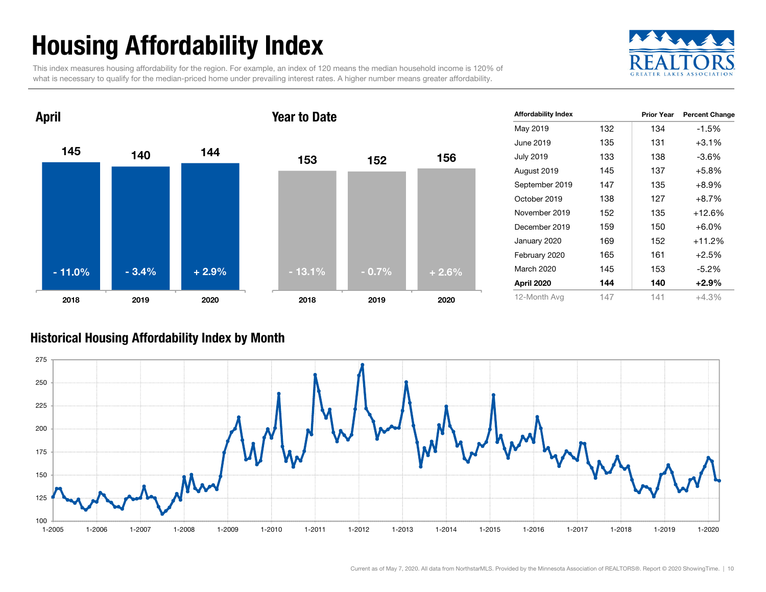# Housing Affordability Index

This index measures housing affordability for the region. For example, an index of 120 means the median household income is 120% of what is necessary to qualify for the median-priced home under prevailing interest rates. A higher number means greater affordability.

## April

| | 2018 | 2019 | 2020 |
|---|---|---|---|
| Index | 145 | 140 | 144 |
| Change | - 11.0% | - 3.4% | + 2.9% |

## Year to Date

| | 2018 | 2019 | 2020 |
|---|---|---|---|
| Index | 153 | 152 | 156 |
| Change | - 13.1% | - 0.7% | + 2.6% |

| Affordability Index | | Prior Year | Percent Change |
|---|---|---|---|
| May 2019 | 132 | 134 | -1.5% |
| June 2019 | 135 | 131 | +3.1% |
| July 2019 | 133 | 138 | -3.6% |
| August 2019 | 145 | 137 | +5.8% |
| September 2019 | 147 | 135 | +8.9% |
| October 2019 | 138 | 127 | +8.7% |
| November 2019 | 152 | 135 | +12.6% |
| December 2019 | 159 | 150 | +6.0% |
| January 2020 | 169 | 152 | +11.2% |
| February 2020 | 165 | 161 | +2.5% |
| March 2020 | 145 | 153 | -5.2% |
| **April 2020** | **144** | **140** | **+2.9%** |
| 12-Month Avg | 147 | 141 | +4.3% |

## Historical Housing Affordability Index by Month

Current as of May 7, 2020. All data from NorthstarMLS. Provided by the Minnesota Association of REALTORS®. Report © 2020 ShowingTime.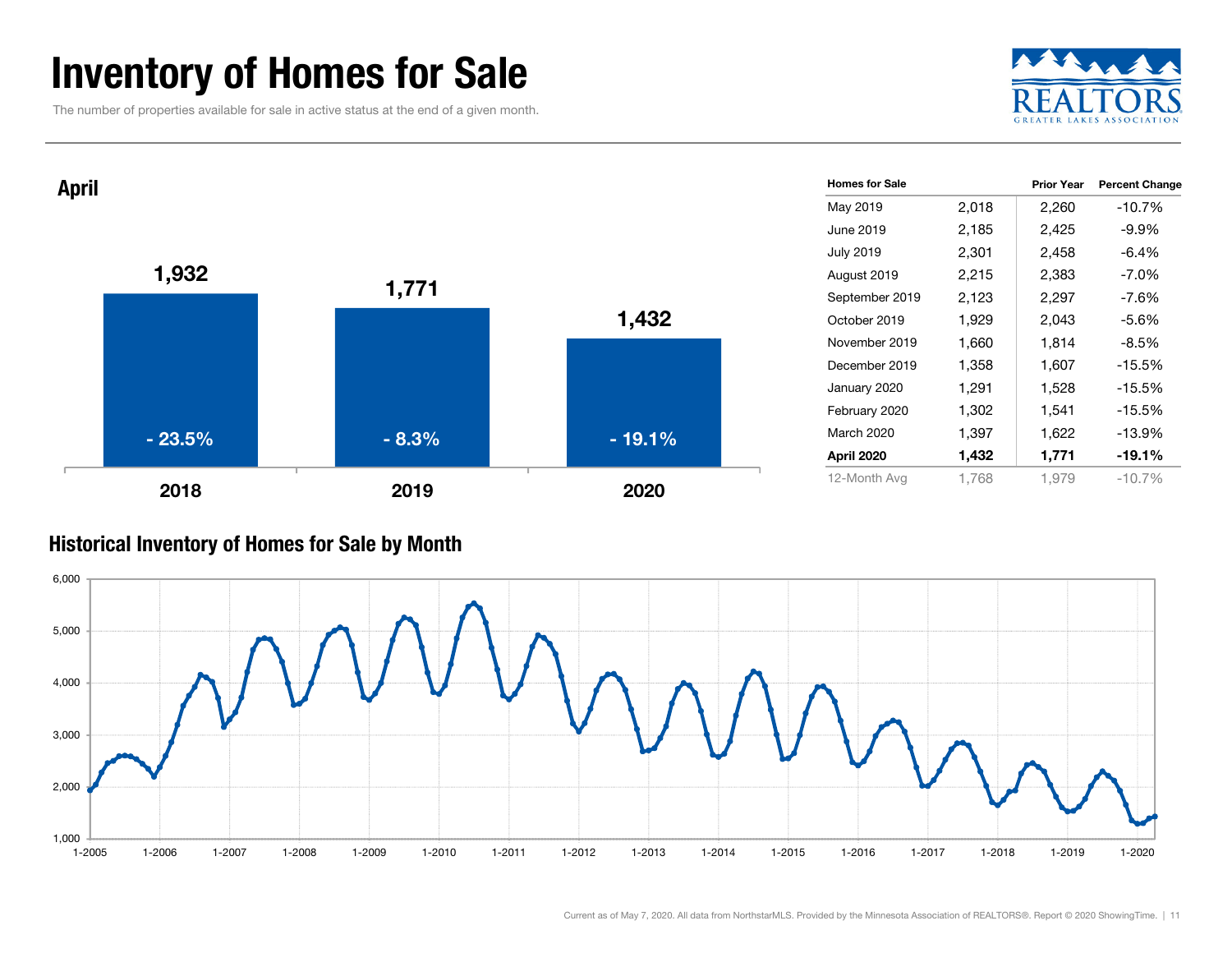# Inventory of Homes for Sale

The number of properties available for sale in active status at the end of a given month.

## April

| Year | Homes for Sale | Change |
| --- | --- | --- |
| 2018 | 1,932 | - 23.5% |
| 2019 | 1,771 | - 8.3% |
| 2020 | 1,432 | - 19.1% |

| Homes for Sale | | Prior Year | Percent Change |
| --- | --- | --- | --- |
| May 2019 | 2,018 | 2,260 | -10.7% |
| June 2019 | 2,185 | 2,425 | -9.9% |
| July 2019 | 2,301 | 2,458 | -6.4% |
| August 2019 | 2,215 | 2,383 | -7.0% |
| September 2019 | 2,123 | 2,297 | -7.6% |
| October 2019 | 1,929 | 2,043 | -5.6% |
| November 2019 | 1,660 | 1,814 | -8.5% |
| December 2019 | 1,358 | 1,607 | -15.5% |
| January 2020 | 1,291 | 1,528 | -15.5% |
| February 2020 | 1,302 | 1,541 | -15.5% |
| March 2020 | 1,397 | 1,622 | -13.9% |
| **April 2020** | **1,432** | **1,771** | **-19.1%** |
| 12-Month Avg | 1,768 | 1,979 | -10.7% |

## Historical Inventory of Homes for Sale by Month

Current as of May 7, 2020. All data from NorthstarMLS. Provided by the Minnesota Association of REALTORS®. Report © 2020 ShowingTime.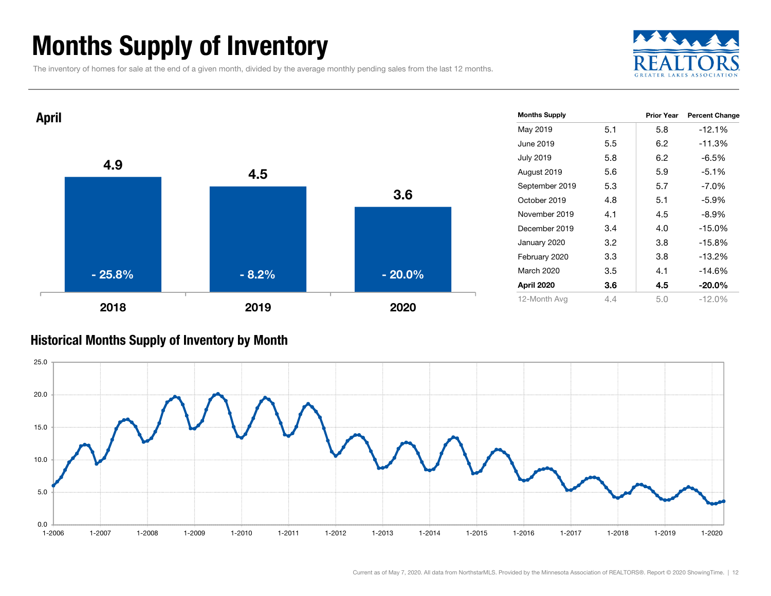# Months Supply of Inventory

The inventory of homes for sale at the end of a given month, divided by the average monthly pending sales from the last 12 months.

## April

| Year | Months Supply | Change |
|---|---|---|
| 2018 | 4.9 | - 25.8% |
| 2019 | 4.5 | - 8.2% |
| 2020 | 3.6 | - 20.0% |

| Months Supply | | Prior Year | Percent Change |
|---|---|---|---|
| May 2019 | 5.1 | 5.8 | -12.1% |
| June 2019 | 5.5 | 6.2 | -11.3% |
| July 2019 | 5.8 | 6.2 | -6.5% |
| August 2019 | 5.6 | 5.9 | -5.1% |
| September 2019 | 5.3 | 5.7 | -7.0% |
| October 2019 | 4.8 | 5.1 | -5.9% |
| November 2019 | 4.1 | 4.5 | -8.9% |
| December 2019 | 3.4 | 4.0 | -15.0% |
| January 2020 | 3.2 | 3.8 | -15.8% |
| February 2020 | 3.3 | 3.8 | -13.2% |
| March 2020 | 3.5 | 4.1 | -14.6% |
| **April 2020** | **3.6** | **4.5** | **-20.0%** |
| 12-Month Avg | 4.4 | 5.0 | -12.0% |

## Historical Months Supply of Inventory by Month

Current as of May 7, 2020. All data from NorthstarMLS. Provided by the Minnesota Association of REALTORS®. Report © 2020 ShowingTime.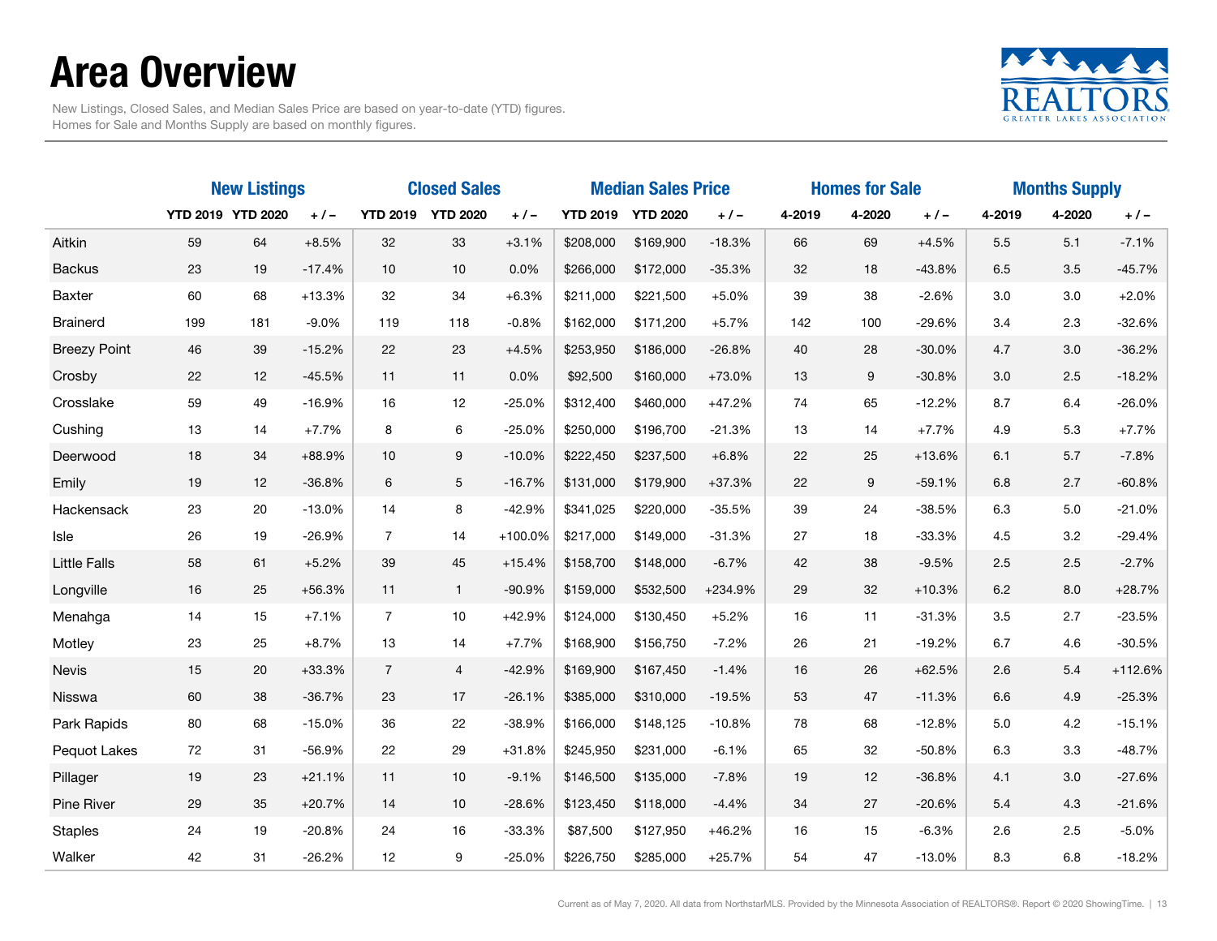# Area Overview

New Listings, Closed Sales, and Median Sales Price are based on year-to-date (YTD) figures.
Homes for Sale and Months Supply are based on monthly figures.

| | New Listings | | | Closed Sales | | | Median Sales Price | | | Homes for Sale | | | Months Supply | | |
|---|---|---|---|---|---|---|---|---|---|---|---|---|---|---|---|
| | YTD 2019 | YTD 2020 | + / – | YTD 2019 | YTD 2020 | + / – | YTD 2019 | YTD 2020 | + / – | 4-2019 | 4-2020 | + / – | 4-2019 | 4-2020 | + / – |
| Aitkin | 59 | 64 | +8.5% | 32 | 33 | +3.1% | $208,000 | $169,900 | -18.3% | 66 | 69 | +4.5% | 5.5 | 5.1 | -7.1% |
| Backus | 23 | 19 | -17.4% | 10 | 10 | 0.0% | $266,000 | $172,000 | -35.3% | 32 | 18 | -43.8% | 6.5 | 3.5 | -45.7% |
| Baxter | 60 | 68 | +13.3% | 32 | 34 | +6.3% | $211,000 | $221,500 | +5.0% | 39 | 38 | -2.6% | 3.0 | 3.0 | +2.0% |
| Brainerd | 199 | 181 | -9.0% | 119 | 118 | -0.8% | $162,000 | $171,200 | +5.7% | 142 | 100 | -29.6% | 3.4 | 2.3 | -32.6% |
| Breezy Point | 46 | 39 | -15.2% | 22 | 23 | +4.5% | $253,950 | $186,000 | -26.8% | 40 | 28 | -30.0% | 4.7 | 3.0 | -36.2% |
| Crosby | 22 | 12 | -45.5% | 11 | 11 | 0.0% | $92,500 | $160,000 | +73.0% | 13 | 9 | -30.8% | 3.0 | 2.5 | -18.2% |
| Crosslake | 59 | 49 | -16.9% | 16 | 12 | -25.0% | $312,400 | $460,000 | +47.2% | 74 | 65 | -12.2% | 8.7 | 6.4 | -26.0% |
| Cushing | 13 | 14 | +7.7% | 8 | 6 | -25.0% | $250,000 | $196,700 | -21.3% | 13 | 14 | +7.7% | 4.9 | 5.3 | +7.7% |
| Deerwood | 18 | 34 | +88.9% | 10 | 9 | -10.0% | $222,450 | $237,500 | +6.8% | 22 | 25 | +13.6% | 6.1 | 5.7 | -7.8% |
| Emily | 19 | 12 | -36.8% | 6 | 5 | -16.7% | $131,000 | $179,900 | +37.3% | 22 | 9 | -59.1% | 6.8 | 2.7 | -60.8% |
| Hackensack | 23 | 20 | -13.0% | 14 | 8 | -42.9% | $341,025 | $220,000 | -35.5% | 39 | 24 | -38.5% | 6.3 | 5.0 | -21.0% |
| Isle | 26 | 19 | -26.9% | 7 | 14 | +100.0% | $217,000 | $149,000 | -31.3% | 27 | 18 | -33.3% | 4.5 | 3.2 | -29.4% |
| Little Falls | 58 | 61 | +5.2% | 39 | 45 | +15.4% | $158,700 | $148,000 | -6.7% | 42 | 38 | -9.5% | 2.5 | 2.5 | -2.7% |
| Longville | 16 | 25 | +56.3% | 11 | 1 | -90.9% | $159,000 | $532,500 | +234.9% | 29 | 32 | +10.3% | 6.2 | 8.0 | +28.7% |
| Menahga | 14 | 15 | +7.1% | 7 | 10 | +42.9% | $124,000 | $130,450 | +5.2% | 16 | 11 | -31.3% | 3.5 | 2.7 | -23.5% |
| Motley | 23 | 25 | +8.7% | 13 | 14 | +7.7% | $168,900 | $156,750 | -7.2% | 26 | 21 | -19.2% | 6.7 | 4.6 | -30.5% |
| Nevis | 15 | 20 | +33.3% | 7 | 4 | -42.9% | $169,900 | $167,450 | -1.4% | 16 | 26 | +62.5% | 2.6 | 5.4 | +112.6% |
| Nisswa | 60 | 38 | -36.7% | 23 | 17 | -26.1% | $385,000 | $310,000 | -19.5% | 53 | 47 | -11.3% | 6.6 | 4.9 | -25.3% |
| Park Rapids | 80 | 68 | -15.0% | 36 | 22 | -38.9% | $166,000 | $148,125 | -10.8% | 78 | 68 | -12.8% | 5.0 | 4.2 | -15.1% |
| Pequot Lakes | 72 | 31 | -56.9% | 22 | 29 | +31.8% | $245,950 | $231,000 | -6.1% | 65 | 32 | -50.8% | 6.3 | 3.3 | -48.7% |
| Pillager | 19 | 23 | +21.1% | 11 | 10 | -9.1% | $146,500 | $135,000 | -7.8% | 19 | 12 | -36.8% | 4.1 | 3.0 | -27.6% |
| Pine River | 29 | 35 | +20.7% | 14 | 10 | -28.6% | $123,450 | $118,000 | -4.4% | 34 | 27 | -20.6% | 5.4 | 4.3 | -21.6% |
| Staples | 24 | 19 | -20.8% | 24 | 16 | -33.3% | $87,500 | $127,950 | +46.2% | 16 | 15 | -6.3% | 2.6 | 2.5 | -5.0% |
| Walker | 42 | 31 | -26.2% | 12 | 9 | -25.0% | $226,750 | $285,000 | +25.7% | 54 | 47 | -13.0% | 8.3 | 6.8 | -18.2% |

Current as of May 7, 2020. All data from NorthstarMLS. Provided by the Minnesota Association of REALTORS®. Report © 2020 ShowingTime.